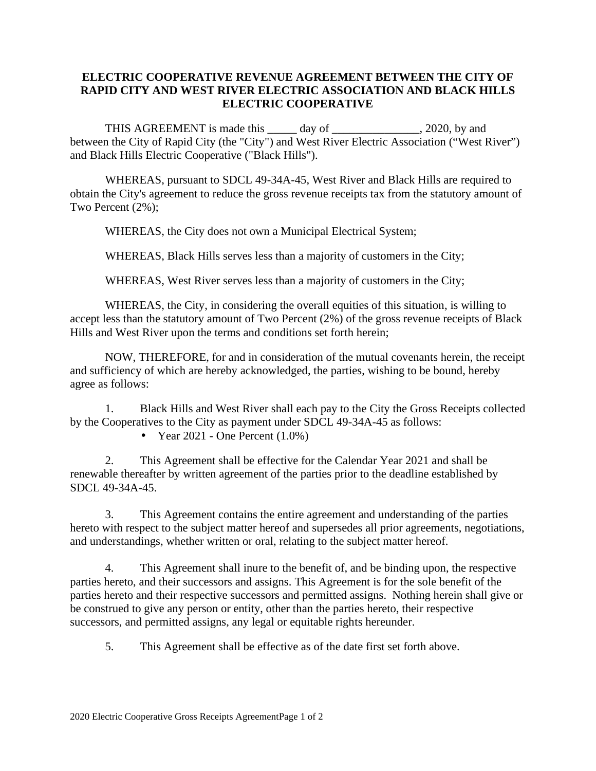# ELECTRIC COOPERATIVE REVENUE AGREEMENT BETWEEN THE CITY OF RAPID CITY AND WEST RIVER ELECTRIC ASSOCIATION AND BLACK HILLS ELECTRIC COOPERATIVE

THIS AGREEMENT is made this _____ day of _______________, 2020, by and between the City of Rapid City (the "City") and West River Electric Association ("West River") and Black Hills Electric Cooperative ("Black Hills").

WHEREAS, pursuant to SDCL 49-34A-45, West River and Black Hills are required to obtain the City's agreement to reduce the gross revenue receipts tax from the statutory amount of Two Percent (2%);

WHEREAS, the City does not own a Municipal Electrical System;

WHEREAS, Black Hills serves less than a majority of customers in the City;

WHEREAS, West River serves less than a majority of customers in the City;

WHEREAS, the City, in considering the overall equities of this situation, is willing to accept less than the statutory amount of Two Percent (2%) of the gross revenue receipts of Black Hills and West River upon the terms and conditions set forth herein;

NOW, THEREFORE, for and in consideration of the mutual covenants herein, the receipt and sufficiency of which are hereby acknowledged, the parties, wishing to be bound, hereby agree as follows:

1. Black Hills and West River shall each pay to the City the Gross Receipts collected by the Cooperatives to the City as payment under SDCL 49-34A-45 as follows:
   - Year 2021 - One Percent (1.0%)

2. This Agreement shall be effective for the Calendar Year 2021 and shall be renewable thereafter by written agreement of the parties prior to the deadline established by SDCL 49-34A-45.

3. This Agreement contains the entire agreement and understanding of the parties hereto with respect to the subject matter hereof and supersedes all prior agreements, negotiations, and understandings, whether written or oral, relating to the subject matter hereof.

4. This Agreement shall inure to the benefit of, and be binding upon, the respective parties hereto, and their successors and assigns. This Agreement is for the sole benefit of the parties hereto and their respective successors and permitted assigns. Nothing herein shall give or be construed to give any person or entity, other than the parties hereto, their respective successors, and permitted assigns, any legal or equitable rights hereunder.

5. This Agreement shall be effective as of the date first set forth above.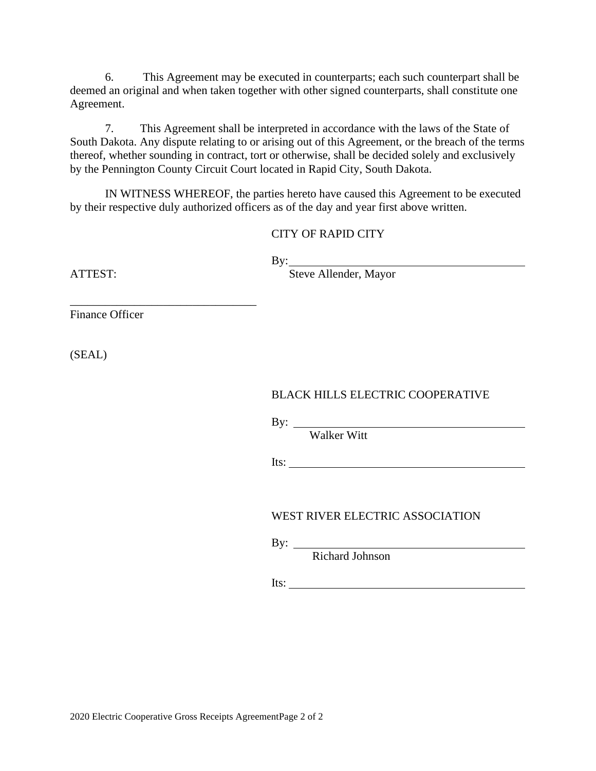6. This Agreement may be executed in counterparts; each such counterpart shall be deemed an original and when taken together with other signed counterparts, shall constitute one Agreement.

7. This Agreement shall be interpreted in accordance with the laws of the State of South Dakota. Any dispute relating to or arising out of this Agreement, or the breach of the terms thereof, whether sounding in contract, tort or otherwise, shall be decided solely and exclusively by the Pennington County Circuit Court located in Rapid City, South Dakota.

IN WITNESS WHEREOF, the parties hereto have caused this Agreement to be executed by their respective duly authorized officers as of the day and year first above written.

CITY OF RAPID CITY

By:\_\_\_\_\_\_\_\_\_\_\_\_\_\_\_\_\_\_\_\_\_\_\_\_\_\_\_\_\_\_\_\_\_\_\_\_\_\_\_\_
Steve Allender, Mayor

ATTEST:

\_\_\_\_\_\_\_\_\_\_\_\_\_\_\_\_\_\_\_\_\_\_\_\_\_\_\_\_\_\_\_\_\_
Finance Officer

(SEAL)

BLACK HILLS ELECTRIC COOPERATIVE

By: \_\_\_\_\_\_\_\_\_\_\_\_\_\_\_\_\_\_\_\_\_\_\_\_\_\_\_\_\_\_\_\_\_\_\_\_\_\_\_\_
Walker Witt

Its: \_\_\_\_\_\_\_\_\_\_\_\_\_\_\_\_\_\_\_\_\_\_\_\_\_\_\_\_\_\_\_\_\_\_\_\_\_\_\_\_

WEST RIVER ELECTRIC ASSOCIATION

By: \_\_\_\_\_\_\_\_\_\_\_\_\_\_\_\_\_\_\_\_\_\_\_\_\_\_\_\_\_\_\_\_\_\_\_\_\_\_\_\_
Richard Johnson

Its: \_\_\_\_\_\_\_\_\_\_\_\_\_\_\_\_\_\_\_\_\_\_\_\_\_\_\_\_\_\_\_\_\_\_\_\_\_\_\_\_